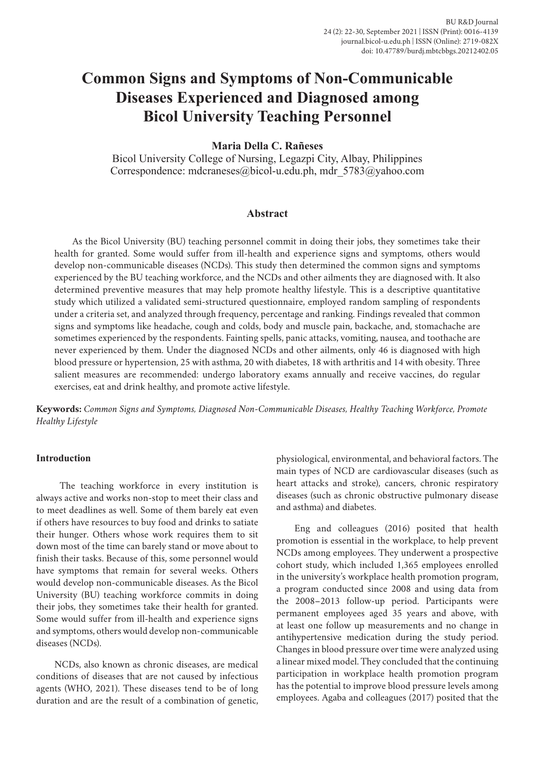# Common Signs and Symptoms of Non-Communicable Diseases Experienced and Diagnosed among Bicol University Teaching Personnel

**Maria Della C. Rañeses**

Bicol University College of Nursing, Legazpi City, Albay, Philippines
Correspondence: mdcraneses@bicol-u.edu.ph, mdr_5783@yahoo.com

## Abstract

As the Bicol University (BU) teaching personnel commit in doing their jobs, they sometimes take their health for granted. Some would suffer from ill-health and experience signs and symptoms, others would develop non-communicable diseases (NCDs). This study then determined the common signs and symptoms experienced by the BU teaching workforce, and the NCDs and other ailments they are diagnosed with. It also determined preventive measures that may help promote healthy lifestyle. This is a descriptive quantitative study which utilized a validated semi-structured questionnaire, employed random sampling of respondents under a criteria set, and analyzed through frequency, percentage and ranking. Findings revealed that common signs and symptoms like headache, cough and colds, body and muscle pain, backache, and, stomachache are sometimes experienced by the respondents. Fainting spells, panic attacks, vomiting, nausea, and toothache are never experienced by them. Under the diagnosed NCDs and other ailments, only 46 is diagnosed with high blood pressure or hypertension, 25 with asthma, 20 with diabetes, 18 with arthritis and 14 with obesity. Three salient measures are recommended: undergo laboratory exams annually and receive vaccines, do regular exercises, eat and drink healthy, and promote active lifestyle.

**Keywords:** *Common Signs and Symptoms, Diagnosed Non-Communicable Diseases, Healthy Teaching Workforce, Promote Healthy Lifestyle*

### Introduction

The teaching workforce in every institution is always active and works non-stop to meet their class and to meet deadlines as well. Some of them barely eat even if others have resources to buy food and drinks to satiate their hunger. Others whose work requires them to sit down most of the time can barely stand or move about to finish their tasks. Because of this, some personnel would have symptoms that remain for several weeks. Others would develop non-communicable diseases. As the Bicol University (BU) teaching workforce commits in doing their jobs, they sometimes take their health for granted. Some would suffer from ill-health and experience signs and symptoms, others would develop non-communicable diseases (NCDs).

NCDs, also known as chronic diseases, are medical conditions of diseases that are not caused by infectious agents (WHO, 2021). These diseases tend to be of long duration and are the result of a combination of genetic, physiological, environmental, and behavioral factors. The main types of NCD are cardiovascular diseases (such as heart attacks and stroke), cancers, chronic respiratory diseases (such as chronic obstructive pulmonary disease and asthma) and diabetes.

Eng and colleagues (2016) posited that health promotion is essential in the workplace, to help prevent NCDs among employees. They underwent a prospective cohort study, which included 1,365 employees enrolled in the university's workplace health promotion program, a program conducted since 2008 and using data from the 2008–2013 follow-up period. Participants were permanent employees aged 35 years and above, with at least one follow up measurements and no change in antihypertensive medication during the study period. Changes in blood pressure over time were analyzed using a linear mixed model. They concluded that the continuing participation in workplace health promotion program has the potential to improve blood pressure levels among employees. Agaba and colleagues (2017) posited that the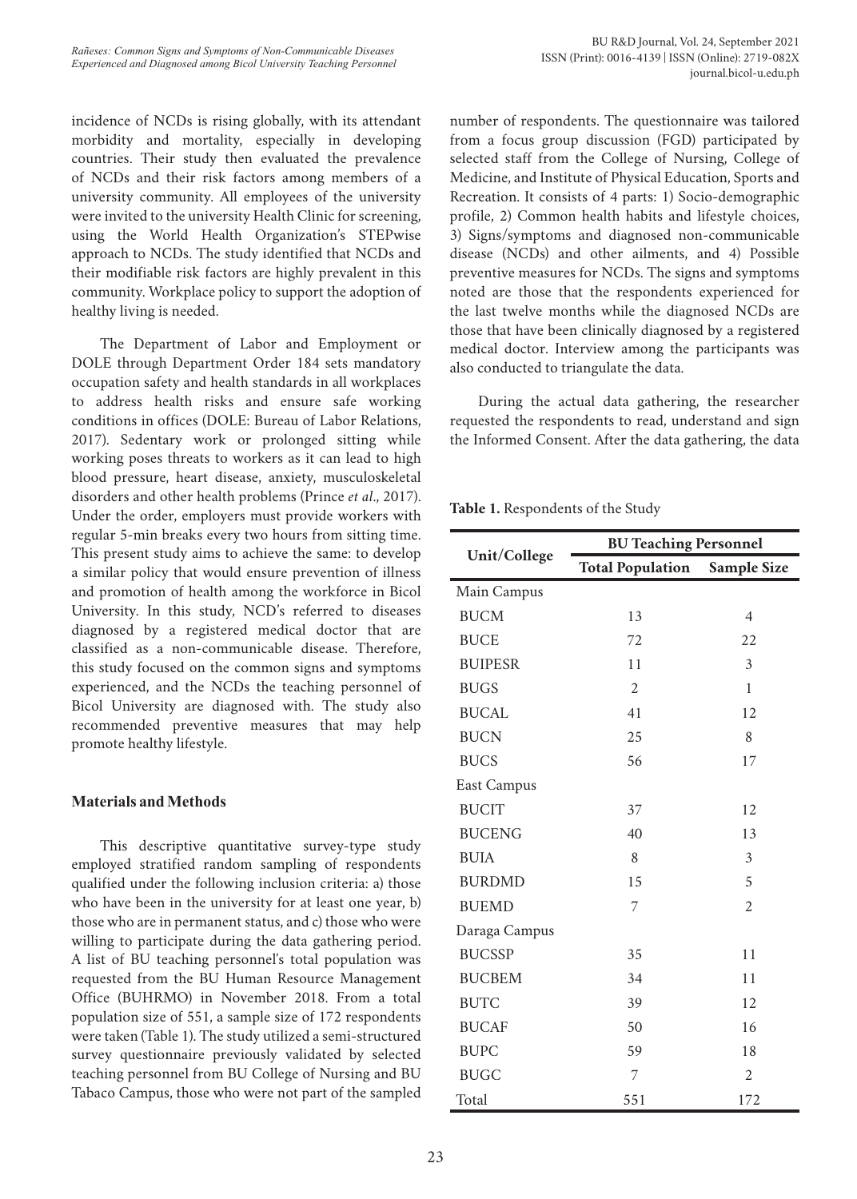incidence of NCDs is rising globally, with its attendant morbidity and mortality, especially in developing countries. Their study then evaluated the prevalence of NCDs and their risk factors among members of a university community. All employees of the university were invited to the university Health Clinic for screening, using the World Health Organization's STEPwise approach to NCDs. The study identified that NCDs and their modifiable risk factors are highly prevalent in this community. Workplace policy to support the adoption of healthy living is needed.

The Department of Labor and Employment or DOLE through Department Order 184 sets mandatory occupation safety and health standards in all workplaces to address health risks and ensure safe working conditions in offices (DOLE: Bureau of Labor Relations, 2017). Sedentary work or prolonged sitting while working poses threats to workers as it can lead to high blood pressure, heart disease, anxiety, musculoskeletal disorders and other health problems (Prince *et al*., 2017). Under the order, employers must provide workers with regular 5-min breaks every two hours from sitting time. This present study aims to achieve the same: to develop a similar policy that would ensure prevention of illness and promotion of health among the workforce in Bicol University. In this study, NCD's referred to diseases diagnosed by a registered medical doctor that are classified as a non-communicable disease. Therefore, this study focused on the common signs and symptoms experienced, and the NCDs the teaching personnel of Bicol University are diagnosed with. The study also recommended preventive measures that may help promote healthy lifestyle.

## Materials and Methods

This descriptive quantitative survey-type study employed stratified random sampling of respondents qualified under the following inclusion criteria: a) those who have been in the university for at least one year, b) those who are in permanent status, and c) those who were willing to participate during the data gathering period. A list of BU teaching personnel's total population was requested from the BU Human Resource Management Office (BUHRMO) in November 2018. From a total population size of 551, a sample size of 172 respondents were taken (Table 1). The study utilized a semi-structured survey questionnaire previously validated by selected teaching personnel from BU College of Nursing and BU Tabaco Campus, those who were not part of the sampled number of respondents. The questionnaire was tailored from a focus group discussion (FGD) participated by selected staff from the College of Nursing, College of Medicine, and Institute of Physical Education, Sports and Recreation. It consists of 4 parts: 1) Socio-demographic profile, 2) Common health habits and lifestyle choices, 3) Signs/symptoms and diagnosed non-communicable disease (NCDs) and other ailments, and 4) Possible preventive measures for NCDs. The signs and symptoms noted are those that the respondents experienced for the last twelve months while the diagnosed NCDs are those that have been clinically diagnosed by a registered medical doctor. Interview among the participants was also conducted to triangulate the data.

During the actual data gathering, the researcher requested the respondents to read, understand and sign the Informed Consent. After the data gathering, the data

**Table 1.** Respondents of the Study

| Unit/College | BU Teaching Personnel | |
|---|---|---|
| | Total Population | Sample Size |
| Main Campus | | |
| BUCM | 13 | 4 |
| BUCE | 72 | 22 |
| BUIPESR | 11 | 3 |
| BUGS | 2 | 1 |
| BUCAL | 41 | 12 |
| BUCN | 25 | 8 |
| BUCS | 56 | 17 |
| East Campus | | |
| BUCIT | 37 | 12 |
| BUCENG | 40 | 13 |
| BUIA | 8 | 3 |
| BURDMD | 15 | 5 |
| BUEMD | 7 | 2 |
| Daraga Campus | | |
| BUCSSP | 35 | 11 |
| BUCBEM | 34 | 11 |
| BUTC | 39 | 12 |
| BUCAF | 50 | 16 |
| BUPC | 59 | 18 |
| BUGC | 7 | 2 |
| Total | 551 | 172 |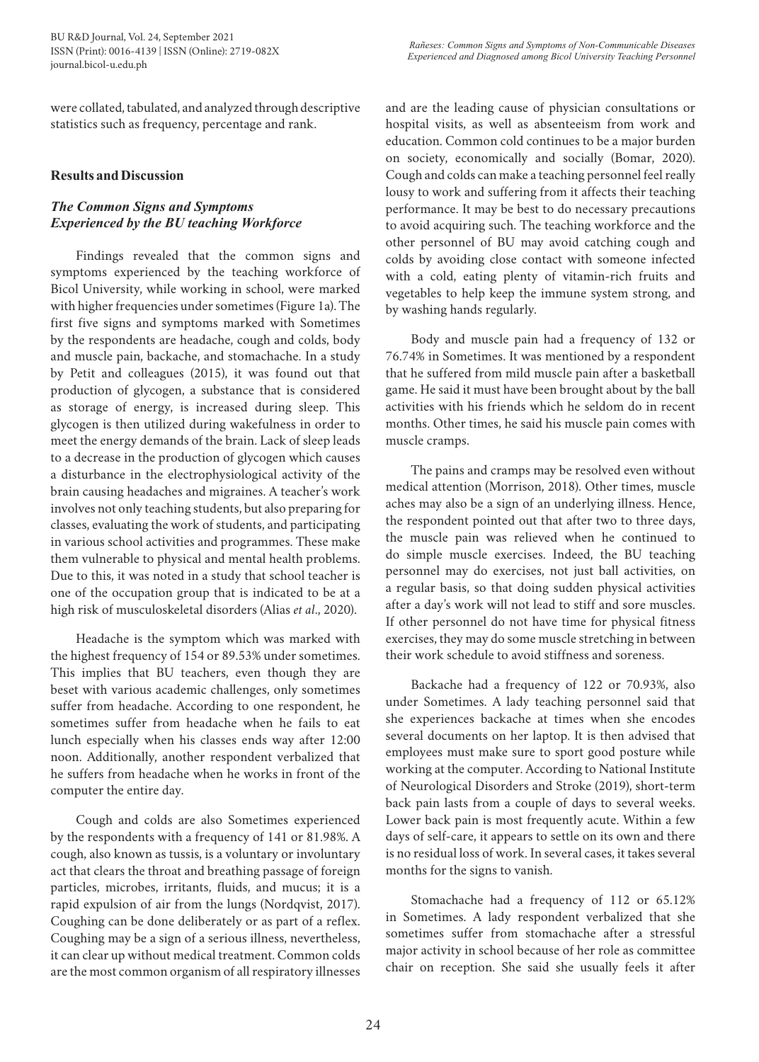were collated, tabulated, and analyzed through descriptive statistics such as frequency, percentage and rank.

## Results and Discussion

### *The Common Signs and Symptoms Experienced by the BU teaching Workforce*

Findings revealed that the common signs and symptoms experienced by the teaching workforce of Bicol University, while working in school, were marked with higher frequencies under sometimes (Figure 1a). The first five signs and symptoms marked with Sometimes by the respondents are headache, cough and colds, body and muscle pain, backache, and stomachache. In a study by Petit and colleagues (2015), it was found out that production of glycogen, a substance that is considered as storage of energy, is increased during sleep. This glycogen is then utilized during wakefulness in order to meet the energy demands of the brain. Lack of sleep leads to a decrease in the production of glycogen which causes a disturbance in the electrophysiological activity of the brain causing headaches and migraines. A teacher's work involves not only teaching students, but also preparing for classes, evaluating the work of students, and participating in various school activities and programmes. These make them vulnerable to physical and mental health problems. Due to this, it was noted in a study that school teacher is one of the occupation group that is indicated to be at a high risk of musculoskeletal disorders (Alias *et al*., 2020).

Headache is the symptom which was marked with the highest frequency of 154 or 89.53% under sometimes. This implies that BU teachers, even though they are beset with various academic challenges, only sometimes suffer from headache. According to one respondent, he sometimes suffer from headache when he fails to eat lunch especially when his classes ends way after 12:00 noon. Additionally, another respondent verbalized that he suffers from headache when he works in front of the computer the entire day.

Cough and colds are also Sometimes experienced by the respondents with a frequency of 141 or 81.98%. A cough, also known as tussis, is a voluntary or involuntary act that clears the throat and breathing passage of foreign particles, microbes, irritants, fluids, and mucus; it is a rapid expulsion of air from the lungs (Nordqvist, 2017). Coughing can be done deliberately or as part of a reflex. Coughing may be a sign of a serious illness, nevertheless, it can clear up without medical treatment. Common colds are the most common organism of all respiratory illnesses and are the leading cause of physician consultations or hospital visits, as well as absenteeism from work and education. Common cold continues to be a major burden on society, economically and socially (Bomar, 2020). Cough and colds can make a teaching personnel feel really lousy to work and suffering from it affects their teaching performance. It may be best to do necessary precautions to avoid acquiring such. The teaching workforce and the other personnel of BU may avoid catching cough and colds by avoiding close contact with someone infected with a cold, eating plenty of vitamin-rich fruits and vegetables to help keep the immune system strong, and by washing hands regularly.

Body and muscle pain had a frequency of 132 or 76.74% in Sometimes. It was mentioned by a respondent that he suffered from mild muscle pain after a basketball game. He said it must have been brought about by the ball activities with his friends which he seldom do in recent months. Other times, he said his muscle pain comes with muscle cramps.

The pains and cramps may be resolved even without medical attention (Morrison, 2018). Other times, muscle aches may also be a sign of an underlying illness. Hence, the respondent pointed out that after two to three days, the muscle pain was relieved when he continued to do simple muscle exercises. Indeed, the BU teaching personnel may do exercises, not just ball activities, on a regular basis, so that doing sudden physical activities after a day's work will not lead to stiff and sore muscles. If other personnel do not have time for physical fitness exercises, they may do some muscle stretching in between their work schedule to avoid stiffness and soreness.

Backache had a frequency of 122 or 70.93%, also under Sometimes. A lady teaching personnel said that she experiences backache at times when she encodes several documents on her laptop. It is then advised that employees must make sure to sport good posture while working at the computer. According to National Institute of Neurological Disorders and Stroke (2019), short-term back pain lasts from a couple of days to several weeks. Lower back pain is most frequently acute. Within a few days of self-care, it appears to settle on its own and there is no residual loss of work. In several cases, it takes several months for the signs to vanish.

Stomachache had a frequency of 112 or 65.12% in Sometimes. A lady respondent verbalized that she sometimes suffer from stomachache after a stressful major activity in school because of her role as committee chair on reception. She said she usually feels it after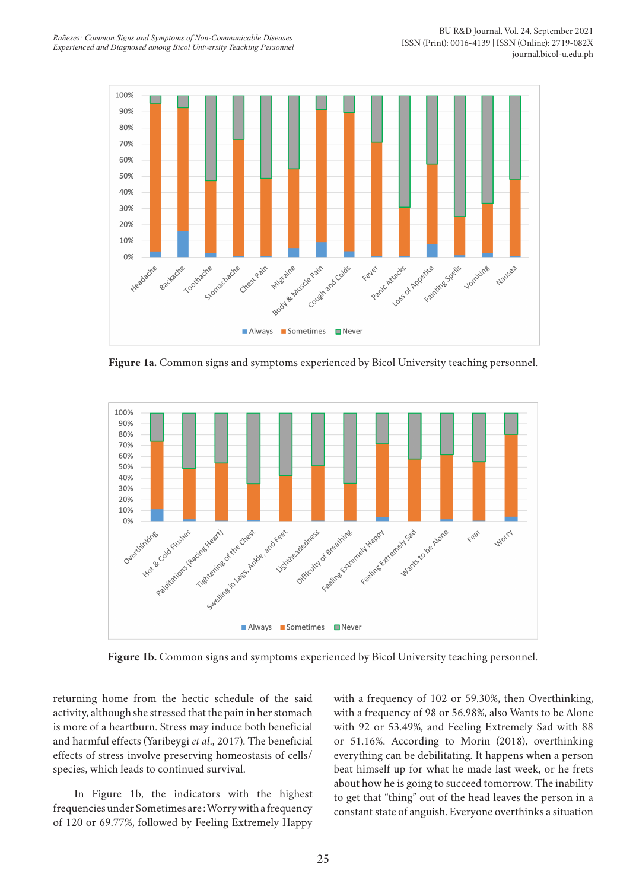Figure 1a. Common signs and symptoms experienced by Bicol University teaching personnel.

Figure 1b. Common signs and symptoms experienced by Bicol University teaching personnel.

returning home from the hectic schedule of the said activity, although she stressed that the pain in her stomach is more of a heartburn. Stress may induce both beneficial and harmful effects (Yaribeygi *et al*., 2017). The beneficial effects of stress involve preserving homeostasis of cells/species, which leads to continued survival.

In Figure 1b, the indicators with the highest frequencies under Sometimes are: Worry with a frequency of 120 or 69.77%, followed by Feeling Extremely Happy with a frequency of 102 or 59.30%, then Overthinking, with a frequency of 98 or 56.98%, also Wants to be Alone with 92 or 53.49%, and Feeling Extremely Sad with 88 or 51.16%. According to Morin (2018), overthinking everything can be debilitating. It happens when a person beat himself up for what he made last week, or he frets about how he is going to succeed tomorrow. The inability to get that "thing" out of the head leaves the person in a constant state of anguish. Everyone overthinks a situation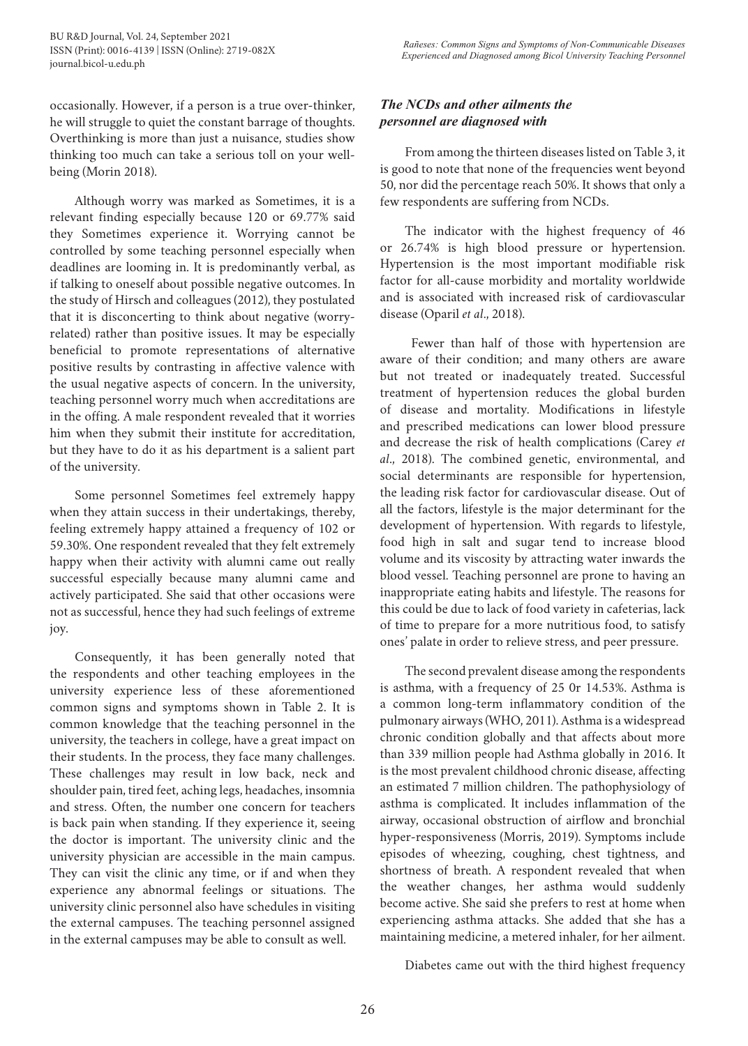occasionally. However, if a person is a true over-thinker, he will struggle to quiet the constant barrage of thoughts. Overthinking is more than just a nuisance, studies show thinking too much can take a serious toll on your well-being (Morin 2018).

Although worry was marked as Sometimes, it is a relevant finding especially because 120 or 69.77% said they Sometimes experience it. Worrying cannot be controlled by some teaching personnel especially when deadlines are looming in. It is predominantly verbal, as if talking to oneself about possible negative outcomes. In the study of Hirsch and colleagues (2012), they postulated that it is disconcerting to think about negative (worry-related) rather than positive issues. It may be especially beneficial to promote representations of alternative positive results by contrasting in affective valence with the usual negative aspects of concern. In the university, teaching personnel worry much when accreditations are in the offing. A male respondent revealed that it worries him when they submit their institute for accreditation, but they have to do it as his department is a salient part of the university.

Some personnel Sometimes feel extremely happy when they attain success in their undertakings, thereby, feeling extremely happy attained a frequency of 102 or 59.30%. One respondent revealed that they felt extremely happy when their activity with alumni came out really successful especially because many alumni came and actively participated. She said that other occasions were not as successful, hence they had such feelings of extreme joy.

Consequently, it has been generally noted that the respondents and other teaching employees in the university experience less of these aforementioned common signs and symptoms shown in Table 2. It is common knowledge that the teaching personnel in the university, the teachers in college, have a great impact on their students. In the process, they face many challenges. These challenges may result in low back, neck and shoulder pain, tired feet, aching legs, headaches, insomnia and stress. Often, the number one concern for teachers is back pain when standing. If they experience it, seeing the doctor is important. The university clinic and the university physician are accessible in the main campus. They can visit the clinic any time, or if and when they experience any abnormal feelings or situations. The university clinic personnel also have schedules in visiting the external campuses. The teaching personnel assigned in the external campuses may be able to consult as well.

### *The NCDs and other ailments the personnel are diagnosed with*

From among the thirteen diseases listed on Table 3, it is good to note that none of the frequencies went beyond 50, nor did the percentage reach 50%. It shows that only a few respondents are suffering from NCDs.

The indicator with the highest frequency of 46 or 26.74% is high blood pressure or hypertension. Hypertension is the most important modifiable risk factor for all-cause morbidity and mortality worldwide and is associated with increased risk of cardiovascular disease (Oparil *et al*., 2018).

Fewer than half of those with hypertension are aware of their condition; and many others are aware but not treated or inadequately treated. Successful treatment of hypertension reduces the global burden of disease and mortality. Modifications in lifestyle and prescribed medications can lower blood pressure and decrease the risk of health complications (Carey *et al*., 2018). The combined genetic, environmental, and social determinants are responsible for hypertension, the leading risk factor for cardiovascular disease. Out of all the factors, lifestyle is the major determinant for the development of hypertension. With regards to lifestyle, food high in salt and sugar tend to increase blood volume and its viscosity by attracting water inwards the blood vessel. Teaching personnel are prone to having an inappropriate eating habits and lifestyle. The reasons for this could be due to lack of food variety in cafeterias, lack of time to prepare for a more nutritious food, to satisfy ones' palate in order to relieve stress, and peer pressure.

The second prevalent disease among the respondents is asthma, with a frequency of 25 0r 14.53%. Asthma is a common long-term inflammatory condition of the pulmonary airways (WHO, 2011). Asthma is a widespread chronic condition globally and that affects about more than 339 million people had Asthma globally in 2016. It is the most prevalent childhood chronic disease, affecting an estimated 7 million children. The pathophysiology of asthma is complicated. It includes inflammation of the airway, occasional obstruction of airflow and bronchial hyper-responsiveness (Morris, 2019). Symptoms include episodes of wheezing, coughing, chest tightness, and shortness of breath. A respondent revealed that when the weather changes, her asthma would suddenly become active. She said she prefers to rest at home when experiencing asthma attacks. She added that she has a maintaining medicine, a metered inhaler, for her ailment.

Diabetes came out with the third highest frequency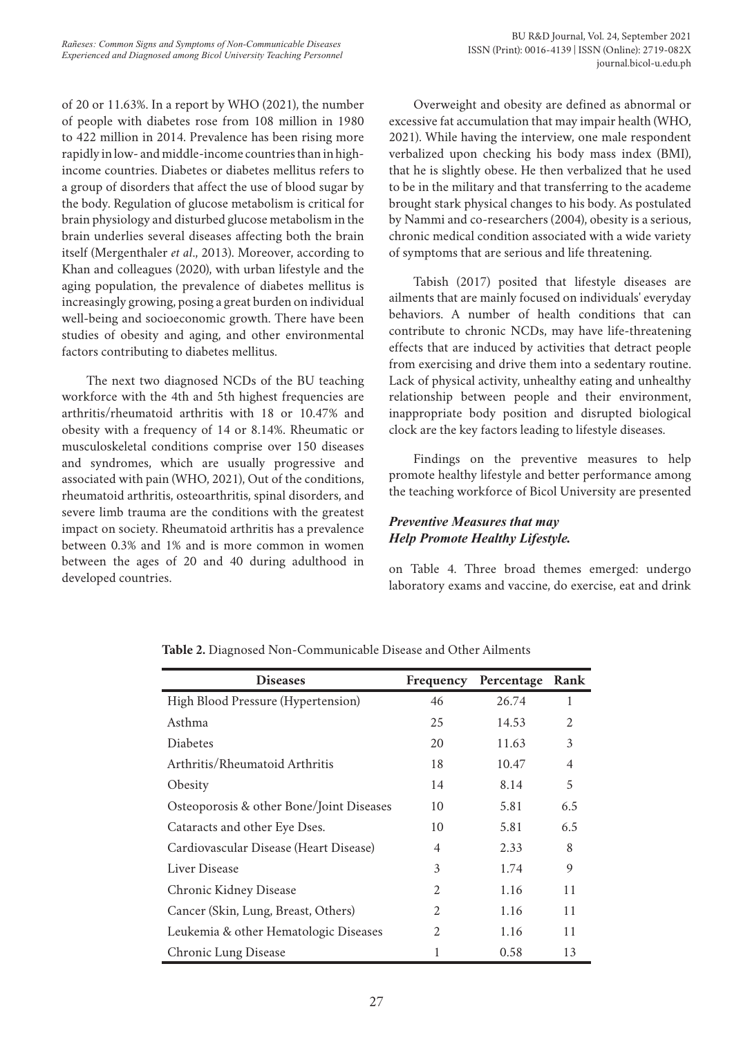of 20 or 11.63%. In a report by WHO (2021), the number of people with diabetes rose from 108 million in 1980 to 422 million in 2014. Prevalence has been rising more rapidly in low- and middle-income countries than in high-income countries. Diabetes or diabetes mellitus refers to a group of disorders that affect the use of blood sugar by the body. Regulation of glucose metabolism is critical for brain physiology and disturbed glucose metabolism in the brain underlies several diseases affecting both the brain itself (Mergenthaler *et al*., 2013). Moreover, according to Khan and colleagues (2020), with urban lifestyle and the aging population, the prevalence of diabetes mellitus is increasingly growing, posing a great burden on individual well-being and socioeconomic growth. There have been studies of obesity and aging, and other environmental factors contributing to diabetes mellitus.

The next two diagnosed NCDs of the BU teaching workforce with the 4th and 5th highest frequencies are arthritis/rheumatoid arthritis with 18 or 10.47% and obesity with a frequency of 14 or 8.14%. Rheumatic or musculoskeletal conditions comprise over 150 diseases and syndromes, which are usually progressive and associated with pain (WHO, 2021), Out of the conditions, rheumatoid arthritis, osteoarthritis, spinal disorders, and severe limb trauma are the conditions with the greatest impact on society. Rheumatoid arthritis has a prevalence between 0.3% and 1% and is more common in women between the ages of 20 and 40 during adulthood in developed countries.

Overweight and obesity are defined as abnormal or excessive fat accumulation that may impair health (WHO, 2021). While having the interview, one male respondent verbalized upon checking his body mass index (BMI), that he is slightly obese. He then verbalized that he used to be in the military and that transferring to the academe brought stark physical changes to his body. As postulated by Nammi and co-researchers (2004), obesity is a serious, chronic medical condition associated with a wide variety of symptoms that are serious and life threatening.

Tabish (2017) posited that lifestyle diseases are ailments that are mainly focused on individuals' everyday behaviors. A number of health conditions that can contribute to chronic NCDs, may have life-threatening effects that are induced by activities that detract people from exercising and drive them into a sedentary routine. Lack of physical activity, unhealthy eating and unhealthy relationship between people and their environment, inappropriate body position and disrupted biological clock are the key factors leading to lifestyle diseases.

Findings on the preventive measures to help promote healthy lifestyle and better performance among the teaching workforce of Bicol University are presented on Table 4. Three broad themes emerged: undergo laboratory exams and vaccine, do exercise, eat and drink

***Preventive Measures that may Help Promote Healthy Lifestyle.***

**Table 2.** Diagnosed Non-Communicable Disease and Other Ailments

| Diseases | Frequency | Percentage | Rank |
|---|---|---|---|
| High Blood Pressure (Hypertension) | 46 | 26.74 | 1 |
| Asthma | 25 | 14.53 | 2 |
| Diabetes | 20 | 11.63 | 3 |
| Arthritis/Rheumatoid Arthritis | 18 | 10.47 | 4 |
| Obesity | 14 | 8.14 | 5 |
| Osteoporosis & other Bone/Joint Diseases | 10 | 5.81 | 6.5 |
| Cataracts and other Eye Dses. | 10 | 5.81 | 6.5 |
| Cardiovascular Disease (Heart Disease) | 4 | 2.33 | 8 |
| Liver Disease | 3 | 1.74 | 9 |
| Chronic Kidney Disease | 2 | 1.16 | 11 |
| Cancer (Skin, Lung, Breast, Others) | 2 | 1.16 | 11 |
| Leukemia & other Hematologic Diseases | 2 | 1.16 | 11 |
| Chronic Lung Disease | 1 | 0.58 | 13 |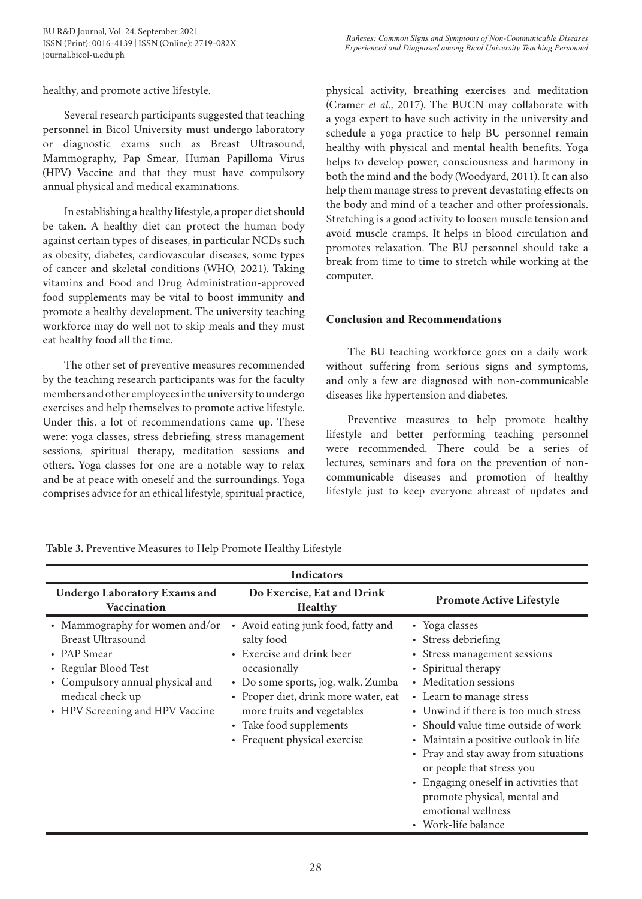healthy, and promote active lifestyle.

Several research participants suggested that teaching personnel in Bicol University must undergo laboratory or diagnostic exams such as Breast Ultrasound, Mammography, Pap Smear, Human Papilloma Virus (HPV) Vaccine and that they must have compulsory annual physical and medical examinations.

In establishing a healthy lifestyle, a proper diet should be taken. A healthy diet can protect the human body against certain types of diseases, in particular NCDs such as obesity, diabetes, cardiovascular diseases, some types of cancer and skeletal conditions (WHO, 2021). Taking vitamins and Food and Drug Administration-approved food supplements may be vital to boost immunity and promote a healthy development. The university teaching workforce may do well not to skip meals and they must eat healthy food all the time.

The other set of preventive measures recommended by the teaching research participants was for the faculty members and other employees in the university to undergo exercises and help themselves to promote active lifestyle. Under this, a lot of recommendations came up. These were: yoga classes, stress debriefing, stress management sessions, spiritual therapy, meditation sessions and others. Yoga classes for one are a notable way to relax and be at peace with oneself and the surroundings. Yoga comprises advice for an ethical lifestyle, spiritual practice, physical activity, breathing exercises and meditation (Cramer *et al.*, 2017). The BUCN may collaborate with a yoga expert to have such activity in the university and schedule a yoga practice to help BU personnel remain healthy with physical and mental health benefits. Yoga helps to develop power, consciousness and harmony in both the mind and the body (Woodyard, 2011). It can also help them manage stress to prevent devastating effects on the body and mind of a teacher and other professionals. Stretching is a good activity to loosen muscle tension and avoid muscle cramps. It helps in blood circulation and promotes relaxation. The BU personnel should take a break from time to time to stretch while working at the computer.

## Conclusion and Recommendations

The BU teaching workforce goes on a daily work without suffering from serious signs and symptoms, and only a few are diagnosed with non-communicable diseases like hypertension and diabetes.

Preventive measures to help promote healthy lifestyle and better performing teaching personnel were recommended. There could be a series of lectures, seminars and fora on the prevention of non-communicable diseases and promotion of healthy lifestyle just to keep everyone abreast of updates and

**Table 3.** Preventive Measures to Help Promote Healthy Lifestyle

| Indicators | | |
|---|---|---|
| **Undergo Laboratory Exams and Vaccination** | **Do Exercise, Eat and Drink Healthy** | **Promote Active Lifestyle** |
| • Mammography for women and/or Breast Ultrasound<br>• PAP Smear<br>• Regular Blood Test<br>• Compulsory annual physical and medical check up<br>• HPV Screening and HPV Vaccine | • Avoid eating junk food, fatty and salty food<br>• Exercise and drink beer occasionally<br>• Do some sports, jog, walk, Zumba<br>• Proper diet, drink more water, eat more fruits and vegetables<br>• Take food supplements<br>• Frequent physical exercise | • Yoga classes<br>• Stress debriefing<br>• Stress management sessions<br>• Spiritual therapy<br>• Meditation sessions<br>• Learn to manage stress<br>• Unwind if there is too much stress<br>• Should value time outside of work<br>• Maintain a positive outlook in life<br>• Pray and stay away from situations or people that stress you<br>• Engaging oneself in activities that promote physical, mental and emotional wellness<br>• Work-life balance |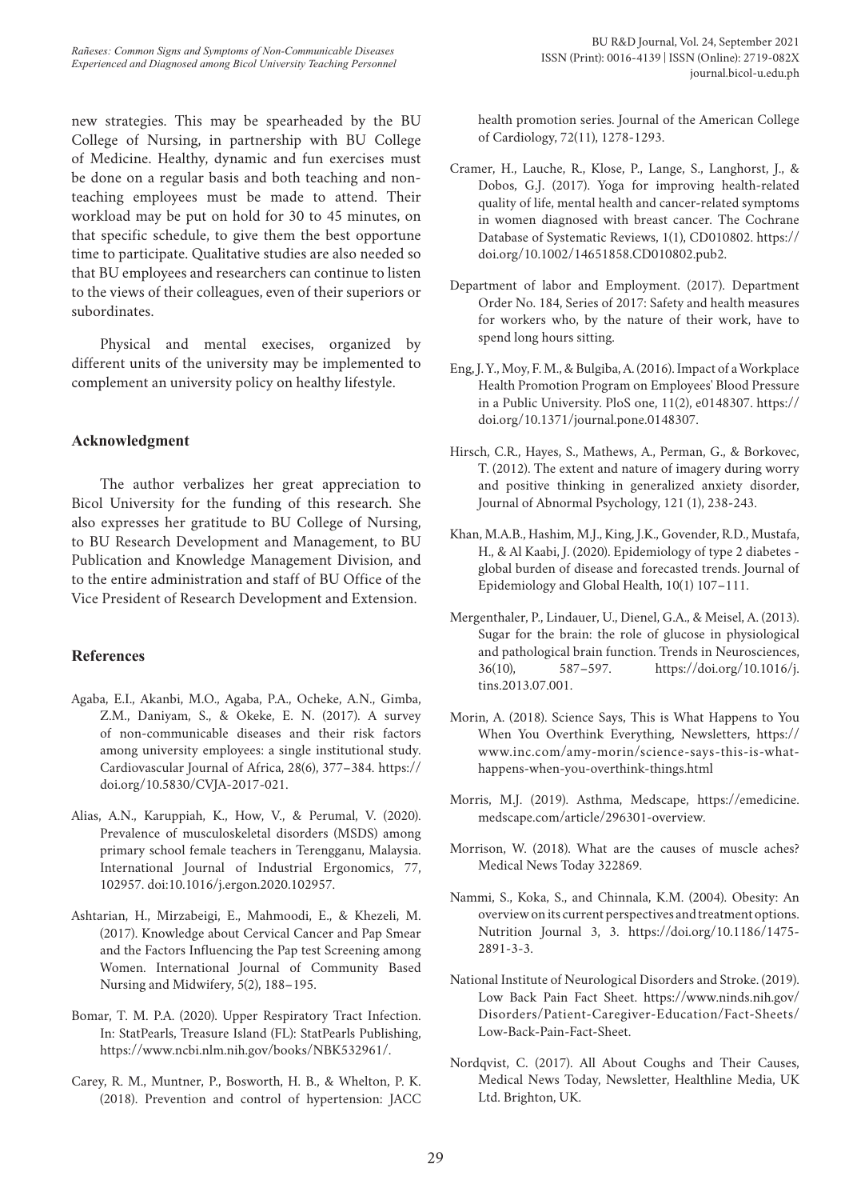new strategies. This may be spearheaded by the BU College of Nursing, in partnership with BU College of Medicine. Healthy, dynamic and fun exercises must be done on a regular basis and both teaching and non-teaching employees must be made to attend. Their workload may be put on hold for 30 to 45 minutes, on that specific schedule, to give them the best opportune time to participate. Qualitative studies are also needed so that BU employees and researchers can continue to listen to the views of their colleagues, even of their superiors or subordinates.

Physical and mental execises, organized by different units of the university may be implemented to complement an university policy on healthy lifestyle.

## Acknowledgment

The author verbalizes her great appreciation to Bicol University for the funding of this research. She also expresses her gratitude to BU College of Nursing, to BU Research Development and Management, to BU Publication and Knowledge Management Division, and to the entire administration and staff of BU Office of the Vice President of Research Development and Extension.

## References

Agaba, E.I., Akanbi, M.O., Agaba, P.A., Ocheke, A.N., Gimba, Z.M., Daniyam, S., & Okeke, E. N. (2017). A survey of non-communicable diseases and their risk factors among university employees: a single institutional study. Cardiovascular Journal of Africa, 28(6), 377–384. https://doi.org/10.5830/CVJA-2017-021.

Alias, A.N., Karuppiah, K., How, V., & Perumal, V. (2020). Prevalence of musculoskeletal disorders (MSDS) among primary school female teachers in Terengganu, Malaysia. International Journal of Industrial Ergonomics, 77, 102957. doi:10.1016/j.ergon.2020.102957.

Ashtarian, H., Mirzabeigi, E., Mahmoodi, E., & Khezeli, M. (2017). Knowledge about Cervical Cancer and Pap Smear and the Factors Influencing the Pap test Screening among Women. International Journal of Community Based Nursing and Midwifery, 5(2), 188–195.

Bomar, T. M. P.A. (2020). Upper Respiratory Tract Infection. In: StatPearls, Treasure Island (FL): StatPearls Publishing, https://www.ncbi.nlm.nih.gov/books/NBK532961/.

Carey, R. M., Muntner, P., Bosworth, H. B., & Whelton, P. K. (2018). Prevention and control of hypertension: JACC health promotion series. Journal of the American College of Cardiology, 72(11), 1278-1293.

Cramer, H., Lauche, R., Klose, P., Lange, S., Langhorst, J., & Dobos, G.J. (2017). Yoga for improving health-related quality of life, mental health and cancer-related symptoms in women diagnosed with breast cancer. The Cochrane Database of Systematic Reviews, 1(1), CD010802. https://doi.org/10.1002/14651858.CD010802.pub2.

Department of labor and Employment. (2017). Department Order No. 184, Series of 2017: Safety and health measures for workers who, by the nature of their work, have to spend long hours sitting.

Eng, J. Y., Moy, F. M., & Bulgiba, A. (2016). Impact of a Workplace Health Promotion Program on Employees' Blood Pressure in a Public University. PloS one, 11(2), e0148307. https://doi.org/10.1371/journal.pone.0148307.

Hirsch, C.R., Hayes, S., Mathews, A., Perman, G., & Borkovec, T. (2012). The extent and nature of imagery during worry and positive thinking in generalized anxiety disorder, Journal of Abnormal Psychology, 121 (1), 238-243.

Khan, M.A.B., Hashim, M.J., King, J.K., Govender, R.D., Mustafa, H., & Al Kaabi, J. (2020). Epidemiology of type 2 diabetes - global burden of disease and forecasted trends. Journal of Epidemiology and Global Health, 10(1) 107–111.

Mergenthaler, P., Lindauer, U., Dienel, G.A., & Meisel, A. (2013). Sugar for the brain: the role of glucose in physiological and pathological brain function. Trends in Neurosciences, 36(10), 587–597. https://doi.org/10.1016/j.tins.2013.07.001.

Morin, A. (2018). Science Says, This is What Happens to You When You Overthink Everything, Newsletters, https://www.inc.com/amy-morin/science-says-this-is-what-happens-when-you-overthink-things.html

Morris, M.J. (2019). Asthma, Medscape, https://emedicine.medscape.com/article/296301-overview.

Morrison, W. (2018). What are the causes of muscle aches? Medical News Today 322869.

Nammi, S., Koka, S., and Chinnala, K.M. (2004). Obesity: An overview on its current perspectives and treatment options. Nutrition Journal 3, 3. https://doi.org/10.1186/1475-2891-3-3.

National Institute of Neurological Disorders and Stroke. (2019). Low Back Pain Fact Sheet. https://www.ninds.nih.gov/Disorders/Patient-Caregiver-Education/Fact-Sheets/Low-Back-Pain-Fact-Sheet.

Nordqvist, C. (2017). All About Coughs and Their Causes, Medical News Today, Newsletter, Healthline Media, UK Ltd. Brighton, UK.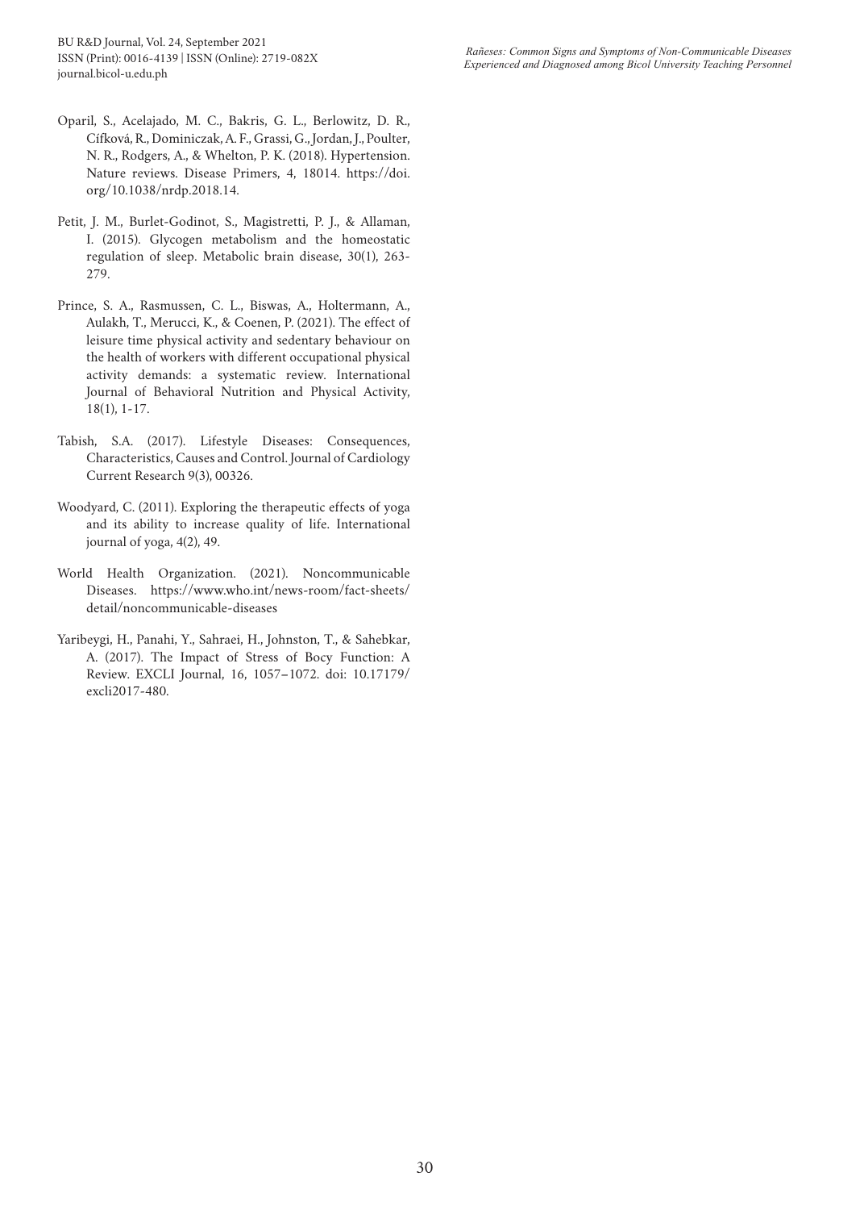Oparil, S., Acelajado, M. C., Bakris, G. L., Berlowitz, D. R., Cífková, R., Dominiczak, A. F., Grassi, G., Jordan, J., Poulter, N. R., Rodgers, A., & Whelton, P. K. (2018). Hypertension. Nature reviews. Disease Primers, 4, 18014. https://doi.org/10.1038/nrdp.2018.14.

Petit, J. M., Burlet-Godinot, S., Magistretti, P. J., & Allaman, I. (2015). Glycogen metabolism and the homeostatic regulation of sleep. Metabolic brain disease, 30(1), 263-279.

Prince, S. A., Rasmussen, C. L., Biswas, A., Holtermann, A., Aulakh, T., Merucci, K., & Coenen, P. (2021). The effect of leisure time physical activity and sedentary behaviour on the health of workers with different occupational physical activity demands: a systematic review. International Journal of Behavioral Nutrition and Physical Activity, 18(1), 1-17.

Tabish, S.A. (2017). Lifestyle Diseases: Consequences, Characteristics, Causes and Control. Journal of Cardiology Current Research 9(3), 00326.

Woodyard, C. (2011). Exploring the therapeutic effects of yoga and its ability to increase quality of life. International journal of yoga, 4(2), 49.

World Health Organization. (2021). Noncommunicable Diseases. https://www.who.int/news-room/fact-sheets/detail/noncommunicable-diseases

Yaribeygi, H., Panahi, Y., Sahraei, H., Johnston, T., & Sahebkar, A. (2017). The Impact of Stress of Bocy Function: A Review. EXCLI Journal, 16, 1057–1072. doi: 10.17179/excli2017-480.